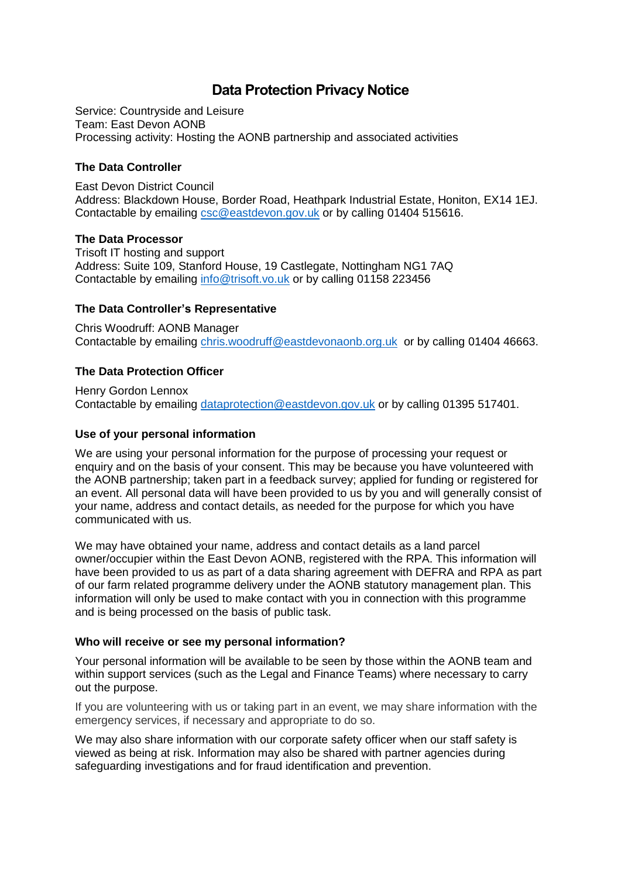# Data Protection Privacy Notice

Service: Countryside and Leisure
Team: East Devon AONB
Processing activity: Hosting the AONB partnership and associated activities

### The Data Controller

East Devon District Council
Address: Blackdown House, Border Road, Heathpark Industrial Estate, Honiton, EX14 1EJ.
Contactable by emailing csc@eastdevon.gov.uk or by calling 01404 515616.

### The Data Processor

Trisoft IT hosting and support
Address: Suite 109, Stanford House, 19 Castlegate, Nottingham NG1 7AQ
Contactable by emailing info@trisoft.vo.uk or by calling 01158 223456

### The Data Controller's Representative

Chris Woodruff: AONB Manager
Contactable by emailing chris.woodruff@eastdevonaonb.org.uk or by calling 01404 46663.

### The Data Protection Officer

Henry Gordon Lennox
Contactable by emailing dataprotection@eastdevon.gov.uk or by calling 01395 517401.

### Use of your personal information

We are using your personal information for the purpose of processing your request or enquiry and on the basis of your consent. This may be because you have volunteered with the AONB partnership; taken part in a feedback survey; applied for funding or registered for an event. All personal data will have been provided to us by you and will generally consist of your name, address and contact details, as needed for the purpose for which you have communicated with us.

We may have obtained your name, address and contact details as a land parcel owner/occupier within the East Devon AONB, registered with the RPA. This information will have been provided to us as part of a data sharing agreement with DEFRA and RPA as part of our farm related programme delivery under the AONB statutory management plan. This information will only be used to make contact with you in connection with this programme and is being processed on the basis of public task.

### Who will receive or see my personal information?

Your personal information will be available to be seen by those within the AONB team and within support services (such as the Legal and Finance Teams) where necessary to carry out the purpose.

If you are volunteering with us or taking part in an event, we may share information with the emergency services, if necessary and appropriate to do so.

We may also share information with our corporate safety officer when our staff safety is viewed as being at risk. Information may also be shared with partner agencies during safeguarding investigations and for fraud identification and prevention.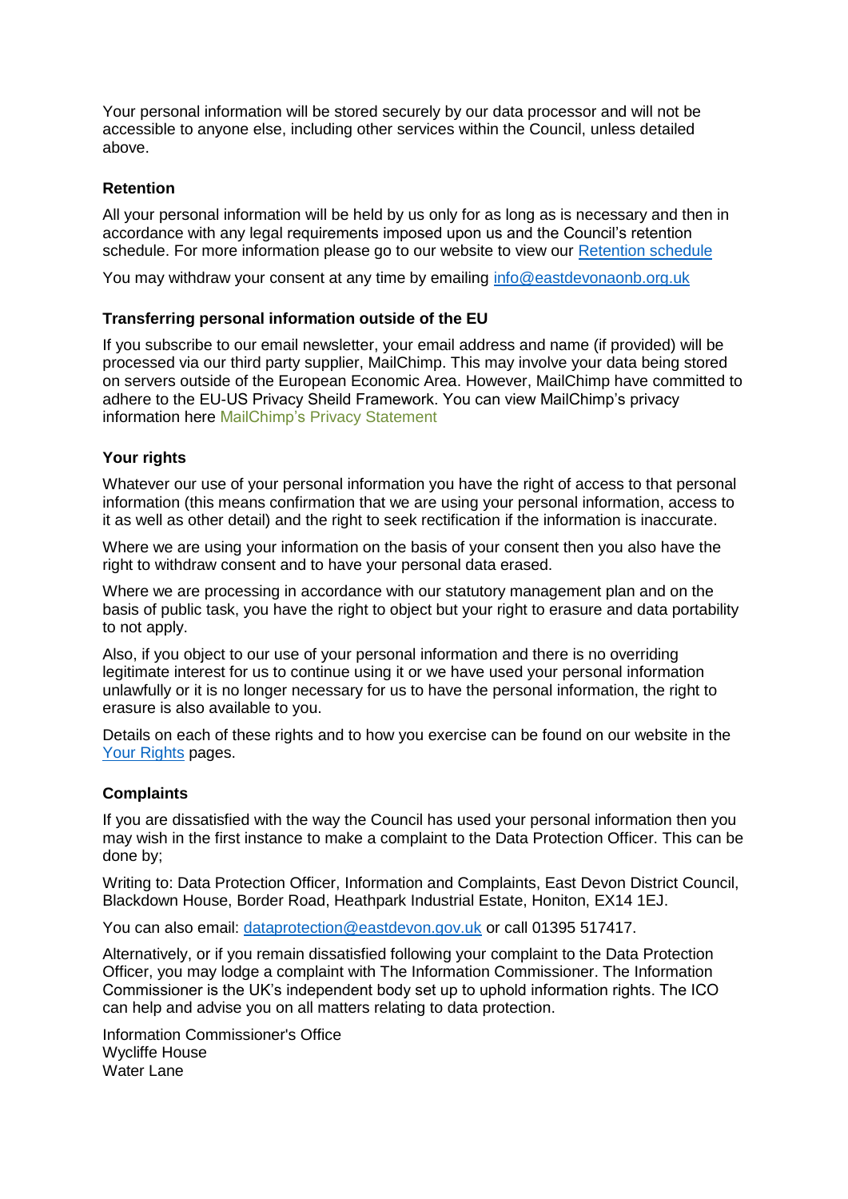Your personal information will be stored securely by our data processor and will not be accessible to anyone else, including other services within the Council, unless detailed above.

## Retention

All your personal information will be held by us only for as long as is necessary and then in accordance with any legal requirements imposed upon us and the Council's retention schedule. For more information please go to our website to view our Retention schedule

You may withdraw your consent at any time by emailing info@eastdevonaonb.org.uk

## Transferring personal information outside of the EU

If you subscribe to our email newsletter, your email address and name (if provided) will be processed via our third party supplier, MailChimp. This may involve your data being stored on servers outside of the European Economic Area. However, MailChimp have committed to adhere to the EU-US Privacy Sheild Framework. You can view MailChimp's privacy information here MailChimp's Privacy Statement

## Your rights

Whatever our use of your personal information you have the right of access to that personal information (this means confirmation that we are using your personal information, access to it as well as other detail) and the right to seek rectification if the information is inaccurate.

Where we are using your information on the basis of your consent then you also have the right to withdraw consent and to have your personal data erased.

Where we are processing in accordance with our statutory management plan and on the basis of public task, you have the right to object but your right to erasure and data portability to not apply.

Also, if you object to our use of your personal information and there is no overriding legitimate interest for us to continue using it or we have used your personal information unlawfully or it is no longer necessary for us to have the personal information, the right to erasure is also available to you.

Details on each of these rights and to how you exercise can be found on our website in the Your Rights pages.

## Complaints

If you are dissatisfied with the way the Council has used your personal information then you may wish in the first instance to make a complaint to the Data Protection Officer. This can be done by;

Writing to: Data Protection Officer, Information and Complaints, East Devon District Council, Blackdown House, Border Road, Heathpark Industrial Estate, Honiton, EX14 1EJ.

You can also email: dataprotection@eastdevon.gov.uk or call 01395 517417.

Alternatively, or if you remain dissatisfied following your complaint to the Data Protection Officer, you may lodge a complaint with The Information Commissioner. The Information Commissioner is the UK's independent body set up to uphold information rights. The ICO can help and advise you on all matters relating to data protection.

Information Commissioner's Office
Wycliffe House
Water Lane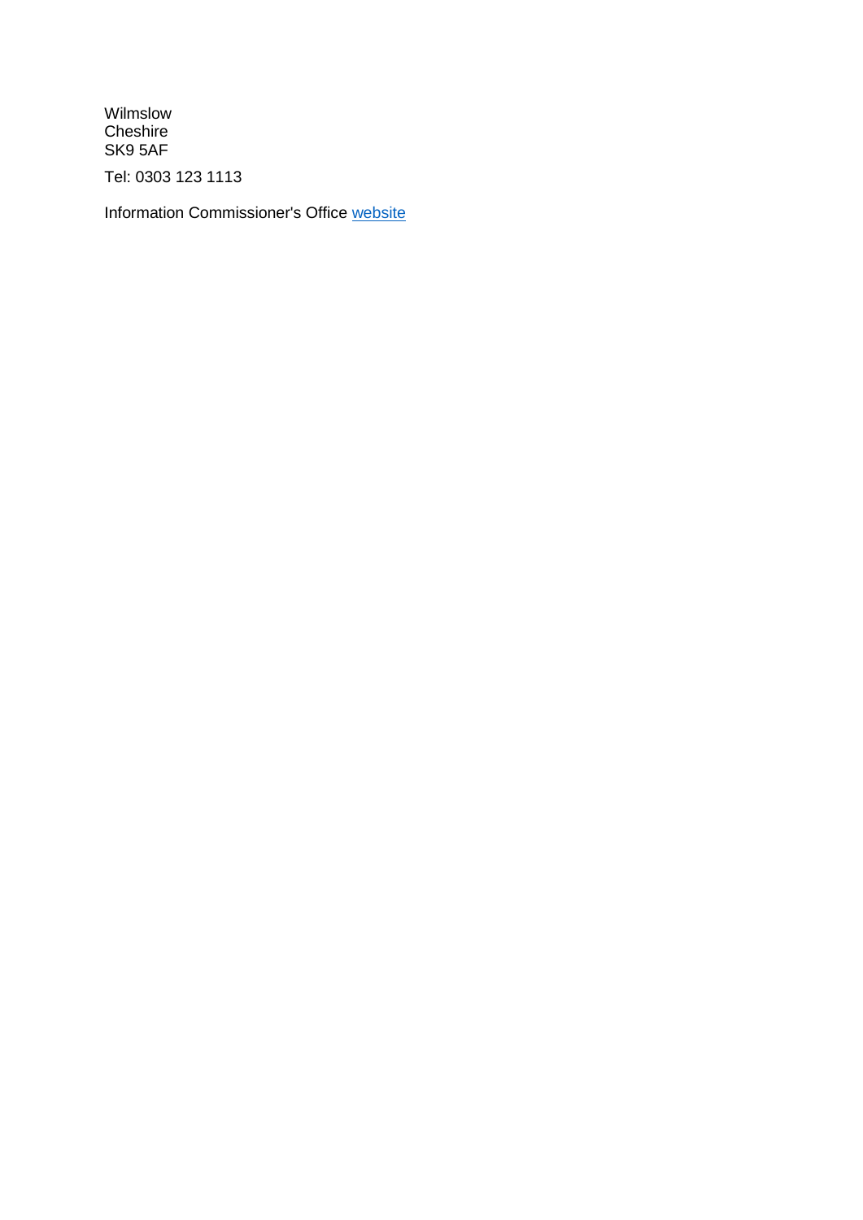Wilmslow
Cheshire
SK9 5AF

Tel: 0303 123 1113

Information Commissioner's Office website